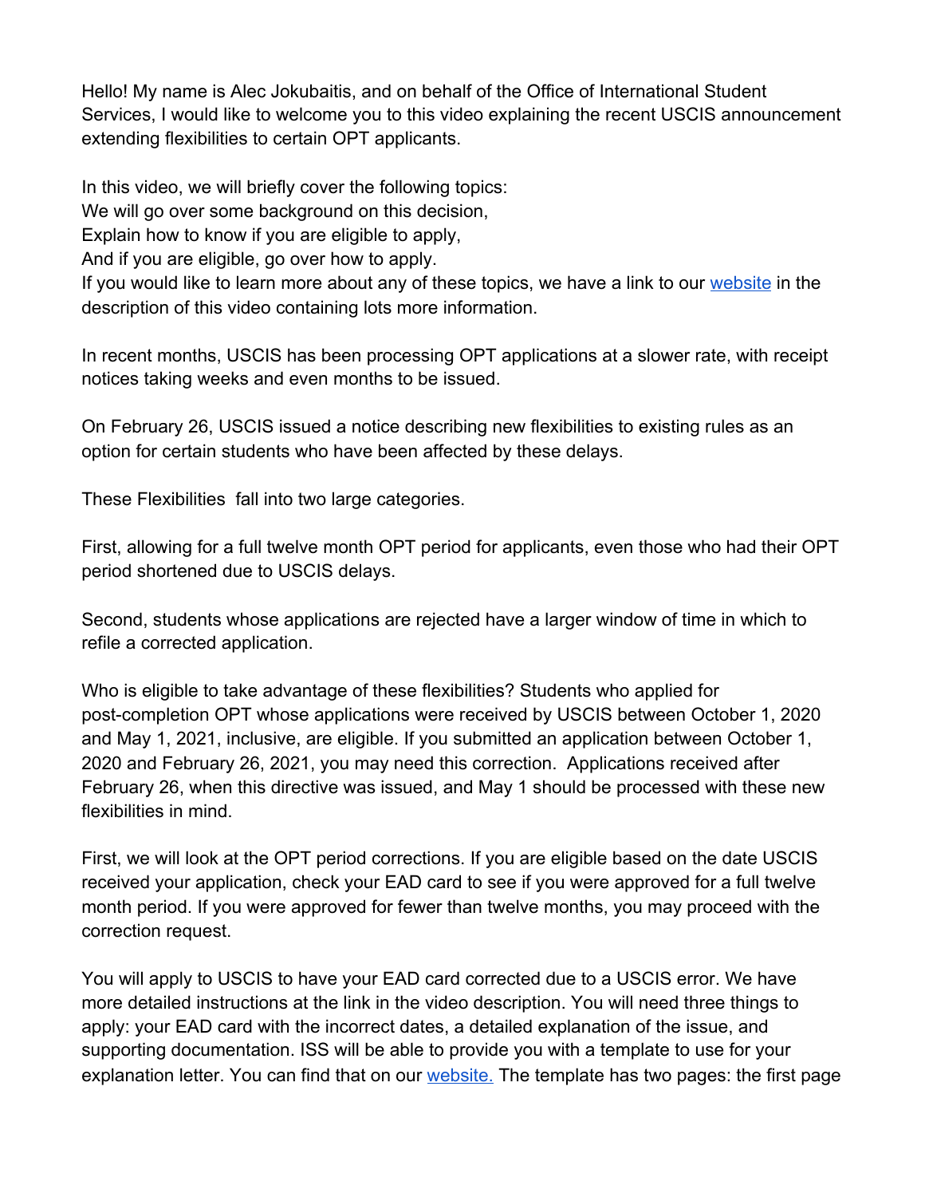Hello! My name is Alec Jokubaitis, and on behalf of the Office of International Student Services, I would like to welcome you to this video explaining the recent USCIS announcement extending flexibilities to certain OPT applicants.

In this video, we will briefly cover the following topics:
We will go over some background on this decision,
Explain how to know if you are eligible to apply,
And if you are eligible, go over how to apply.
If you would like to learn more about any of these topics, we have a link to our website in the description of this video containing lots more information.

In recent months, USCIS has been processing OPT applications at a slower rate, with receipt notices taking weeks and even months to be issued.

On February 26, USCIS issued a notice describing new flexibilities to existing rules as an option for certain students who have been affected by these delays.

These Flexibilities fall into two large categories.

First, allowing for a full twelve month OPT period for applicants, even those who had their OPT period shortened due to USCIS delays.

Second, students whose applications are rejected have a larger window of time in which to refile a corrected application.

Who is eligible to take advantage of these flexibilities? Students who applied for post-completion OPT whose applications were received by USCIS between October 1, 2020 and May 1, 2021, inclusive, are eligible. If you submitted an application between October 1, 2020 and February 26, 2021, you may need this correction. Applications received after February 26, when this directive was issued, and May 1 should be processed with these new flexibilities in mind.

First, we will look at the OPT period corrections. If you are eligible based on the date USCIS received your application, check your EAD card to see if you were approved for a full twelve month period. If you were approved for fewer than twelve months, you may proceed with the correction request.

You will apply to USCIS to have your EAD card corrected due to a USCIS error. We have more detailed instructions at the link in the video description. You will need three things to apply: your EAD card with the incorrect dates, a detailed explanation of the issue, and supporting documentation. ISS will be able to provide you with a template to use for your explanation letter. You can find that on our website. The template has two pages: the first page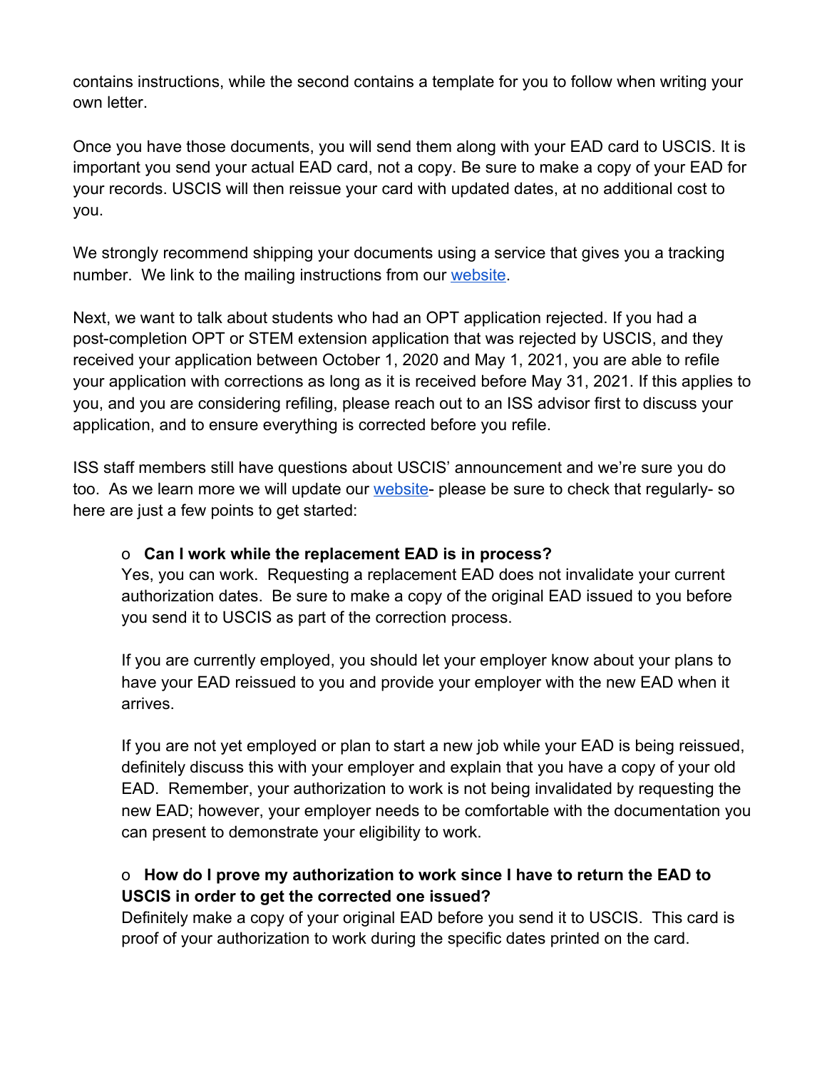contains instructions, while the second contains a template for you to follow when writing your own letter.

Once you have those documents, you will send them along with your EAD card to USCIS. It is important you send your actual EAD card, not a copy. Be sure to make a copy of your EAD for your records. USCIS will then reissue your card with updated dates, at no additional cost to you.

We strongly recommend shipping your documents using a service that gives you a tracking number. We link to the mailing instructions from our website.

Next, we want to talk about students who had an OPT application rejected. If you had a post-completion OPT or STEM extension application that was rejected by USCIS, and they received your application between October 1, 2020 and May 1, 2021, you are able to refile your application with corrections as long as it is received before May 31, 2021. If this applies to you, and you are considering refiling, please reach out to an ISS advisor first to discuss your application, and to ensure everything is corrected before you refile.

ISS staff members still have questions about USCIS' announcement and we're sure you do too. As we learn more we will update our website- please be sure to check that regularly- so here are just a few points to get started:

- **Can I work while the replacement EAD is in process?**
  Yes, you can work. Requesting a replacement EAD does not invalidate your current authorization dates. Be sure to make a copy of the original EAD issued to you before you send it to USCIS as part of the correction process.

  If you are currently employed, you should let your employer know about your plans to have your EAD reissued to you and provide your employer with the new EAD when it arrives.

  If you are not yet employed or plan to start a new job while your EAD is being reissued, definitely discuss this with your employer and explain that you have a copy of your old EAD. Remember, your authorization to work is not being invalidated by requesting the new EAD; however, your employer needs to be comfortable with the documentation you can present to demonstrate your eligibility to work.

- **How do I prove my authorization to work since I have to return the EAD to USCIS in order to get the corrected one issued?**
  Definitely make a copy of your original EAD before you send it to USCIS. This card is proof of your authorization to work during the specific dates printed on the card.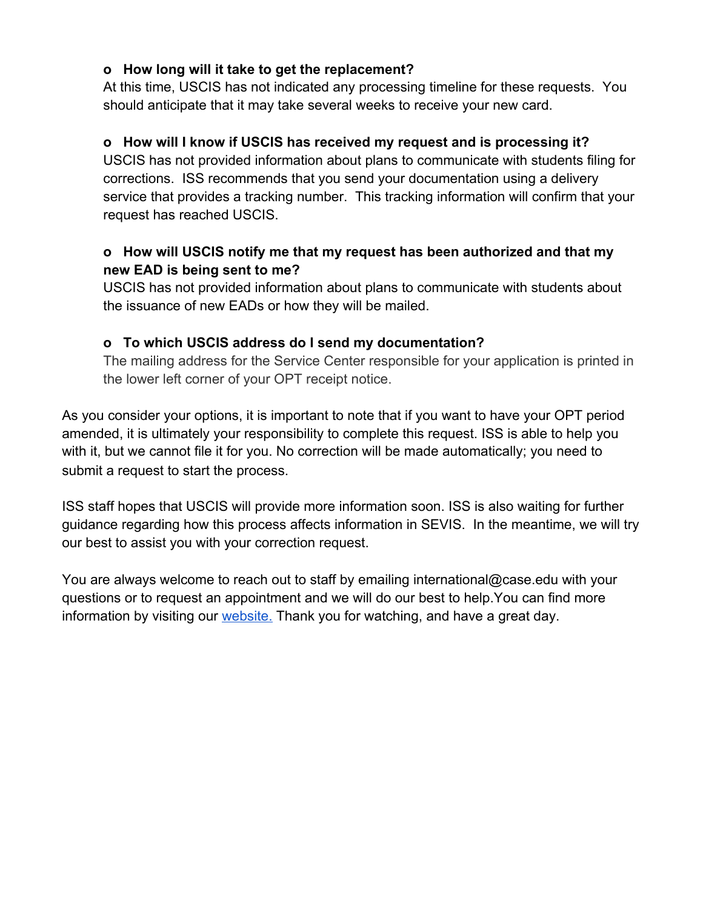- **How long will it take to get the replacement?**

  At this time, USCIS has not indicated any processing timeline for these requests. You should anticipate that it may take several weeks to receive your new card.

- **How will I know if USCIS has received my request and is processing it?**

  USCIS has not provided information about plans to communicate with students filing for corrections. ISS recommends that you send your documentation using a delivery service that provides a tracking number. This tracking information will confirm that your request has reached USCIS.

- **How will USCIS notify me that my request has been authorized and that my new EAD is being sent to me?**

  USCIS has not provided information about plans to communicate with students about the issuance of new EADs or how they will be mailed.

- **To which USCIS address do I send my documentation?**

  The mailing address for the Service Center responsible for your application is printed in the lower left corner of your OPT receipt notice.

As you consider your options, it is important to note that if you want to have your OPT period amended, it is ultimately your responsibility to complete this request. ISS is able to help you with it, but we cannot file it for you. No correction will be made automatically; you need to submit a request to start the process.

ISS staff hopes that USCIS will provide more information soon. ISS is also waiting for further guidance regarding how this process affects information in SEVIS. In the meantime, we will try our best to assist you with your correction request.

You are always welcome to reach out to staff by emailing international@case.edu with your questions or to request an appointment and we will do our best to help.You can find more information by visiting our [website.]() Thank you for watching, and have a great day.